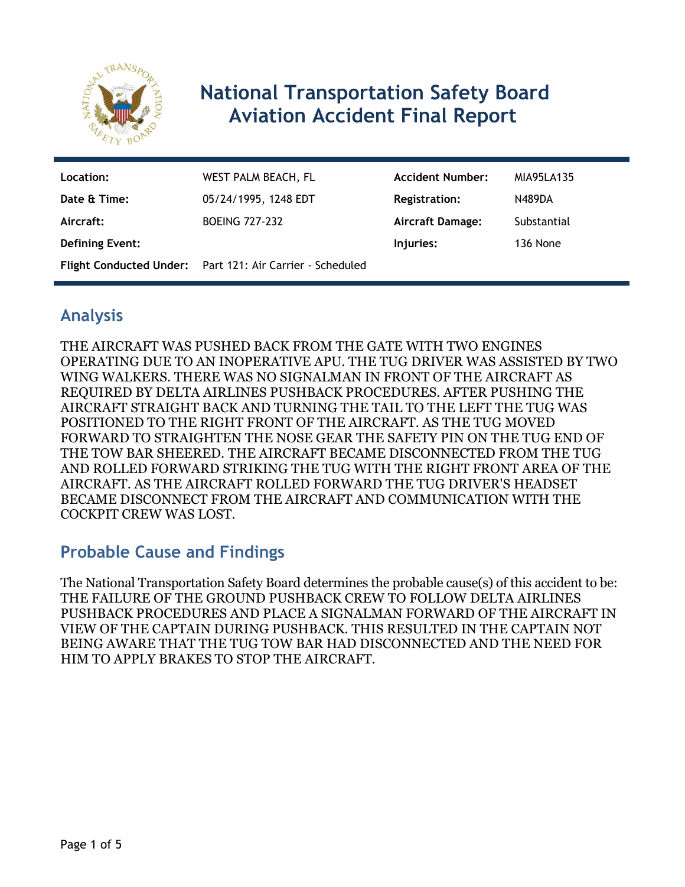# National Transportation Safety Board Aviation Accident Final Report

| Location: | WEST PALM BEACH, FL | Accident Number: | MIA95LA135 |
| --- | --- | --- | --- |
| Date & Time: | 05/24/1995, 1248 EDT | Registration: | N489DA |
| Aircraft: | BOEING 727-232 | Aircraft Damage: | Substantial |
| Defining Event: | | Injuries: | 136 None |
| Flight Conducted Under: | Part 121: Air Carrier - Scheduled | | |

## Analysis

THE AIRCRAFT WAS PUSHED BACK FROM THE GATE WITH TWO ENGINES OPERATING DUE TO AN INOPERATIVE APU. THE TUG DRIVER WAS ASSISTED BY TWO WING WALKERS. THERE WAS NO SIGNALMAN IN FRONT OF THE AIRCRAFT AS REQUIRED BY DELTA AIRLINES PUSHBACK PROCEDURES. AFTER PUSHING THE AIRCRAFT STRAIGHT BACK AND TURNING THE TAIL TO THE LEFT THE TUG WAS POSITIONED TO THE RIGHT FRONT OF THE AIRCRAFT. AS THE TUG MOVED FORWARD TO STRAIGHTEN THE NOSE GEAR THE SAFETY PIN ON THE TUG END OF THE TOW BAR SHEERED. THE AIRCRAFT BECAME DISCONNECTED FROM THE TUG AND ROLLED FORWARD STRIKING THE TUG WITH THE RIGHT FRONT AREA OF THE AIRCRAFT. AS THE AIRCRAFT ROLLED FORWARD THE TUG DRIVER'S HEADSET BECAME DISCONNECT FROM THE AIRCRAFT AND COMMUNICATION WITH THE COCKPIT CREW WAS LOST.

## Probable Cause and Findings

The National Transportation Safety Board determines the probable cause(s) of this accident to be:
THE FAILURE OF THE GROUND PUSHBACK CREW TO FOLLOW DELTA AIRLINES PUSHBACK PROCEDURES AND PLACE A SIGNALMAN FORWARD OF THE AIRCRAFT IN VIEW OF THE CAPTAIN DURING PUSHBACK. THIS RESULTED IN THE CAPTAIN NOT BEING AWARE THAT THE TUG TOW BAR HAD DISCONNECTED AND THE NEED FOR HIM TO APPLY BRAKES TO STOP THE AIRCRAFT.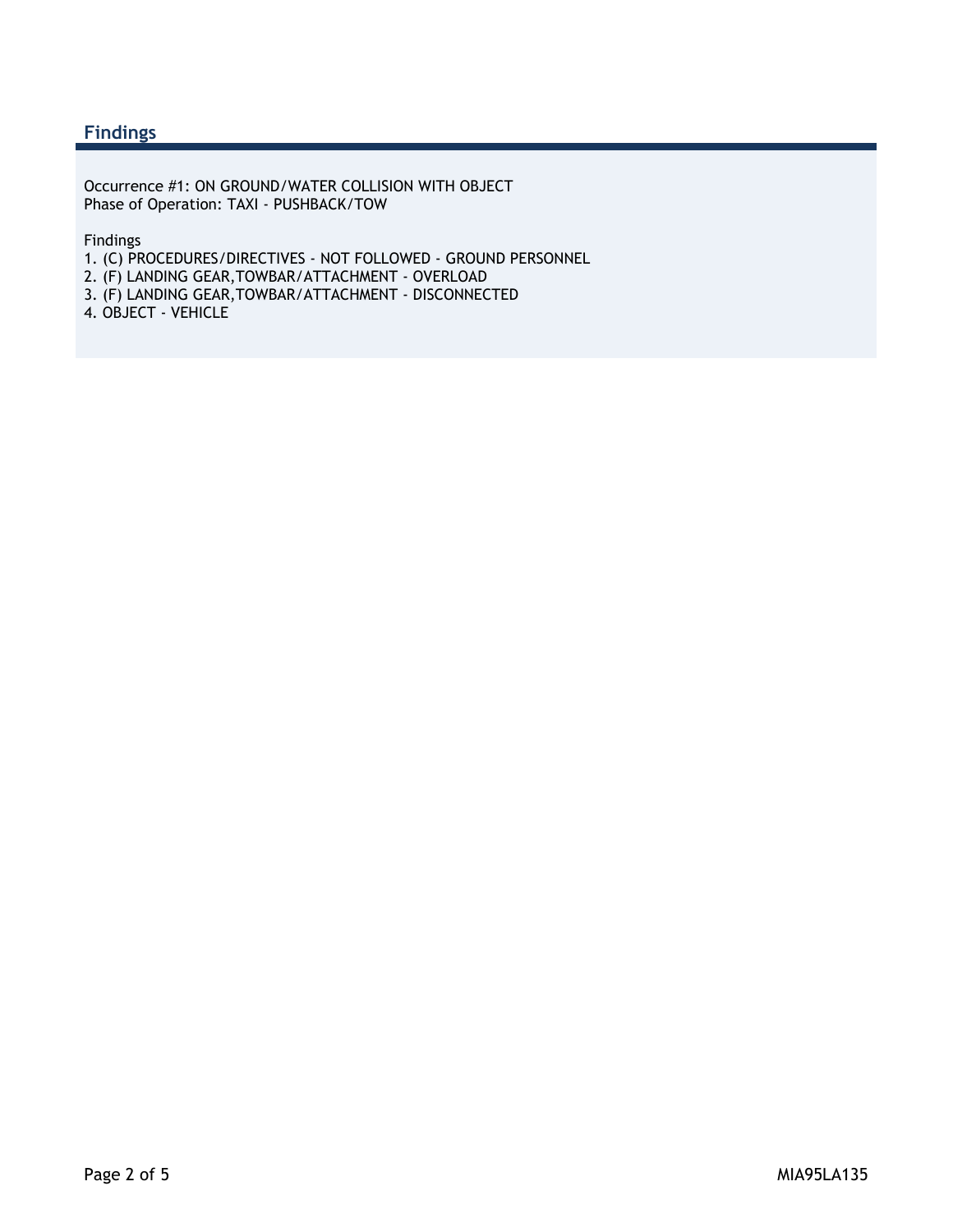## Findings

Occurrence #1: ON GROUND/WATER COLLISION WITH OBJECT
Phase of Operation: TAXI - PUSHBACK/TOW

Findings
1. (C) PROCEDURES/DIRECTIVES - NOT FOLLOWED - GROUND PERSONNEL
2. (F) LANDING GEAR,TOWBAR/ATTACHMENT - OVERLOAD
3. (F) LANDING GEAR,TOWBAR/ATTACHMENT - DISCONNECTED
4. OBJECT - VEHICLE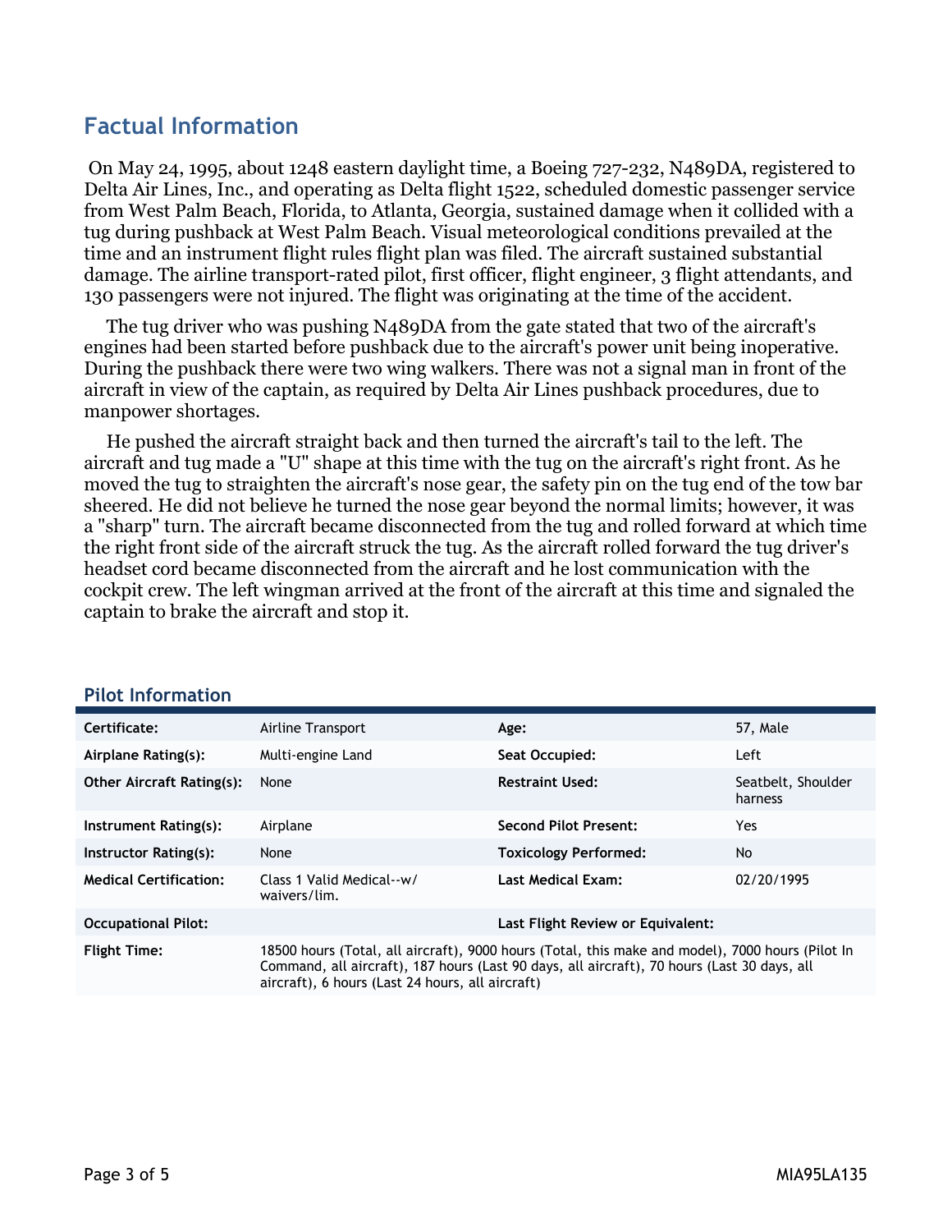## Factual Information

On May 24, 1995, about 1248 eastern daylight time, a Boeing 727-232, N489DA, registered to Delta Air Lines, Inc., and operating as Delta flight 1522, scheduled domestic passenger service from West Palm Beach, Florida, to Atlanta, Georgia, sustained damage when it collided with a tug during pushback at West Palm Beach. Visual meteorological conditions prevailed at the time and an instrument flight rules flight plan was filed. The aircraft sustained substantial damage. The airline transport-rated pilot, first officer, flight engineer, 3 flight attendants, and 130 passengers were not injured. The flight was originating at the time of the accident.

The tug driver who was pushing N489DA from the gate stated that two of the aircraft's engines had been started before pushback due to the aircraft's power unit being inoperative. During the pushback there were two wing walkers. There was not a signal man in front of the aircraft in view of the captain, as required by Delta Air Lines pushback procedures, due to manpower shortages.

He pushed the aircraft straight back and then turned the aircraft's tail to the left. The aircraft and tug made a "U" shape at this time with the tug on the aircraft's right front. As he moved the tug to straighten the aircraft's nose gear, the safety pin on the tug end of the tow bar sheered. He did not believe he turned the nose gear beyond the normal limits; however, it was a "sharp" turn. The aircraft became disconnected from the tug and rolled forward at which time the right front side of the aircraft struck the tug. As the aircraft rolled forward the tug driver's headset cord became disconnected from the aircraft and he lost communication with the cockpit crew. The left wingman arrived at the front of the aircraft at this time and signaled the captain to brake the aircraft and stop it.

### Pilot Information

| | | | |
|---|---|---|---|
| **Certificate:** | Airline Transport | **Age:** | 57, Male |
| **Airplane Rating(s):** | Multi-engine Land | **Seat Occupied:** | Left |
| **Other Aircraft Rating(s):** | None | **Restraint Used:** | Seatbelt, Shoulder harness |
| **Instrument Rating(s):** | Airplane | **Second Pilot Present:** | Yes |
| **Instructor Rating(s):** | None | **Toxicology Performed:** | No |
| **Medical Certification:** | Class 1 Valid Medical--w/ waivers/lim. | **Last Medical Exam:** | 02/20/1995 |
| **Occupational Pilot:** | | **Last Flight Review or Equivalent:** | |
| **Flight Time:** | 18500 hours (Total, all aircraft), 9000 hours (Total, this make and model), 7000 hours (Pilot In Command, all aircraft), 187 hours (Last 90 days, all aircraft), 70 hours (Last 30 days, all aircraft), 6 hours (Last 24 hours, all aircraft) | | |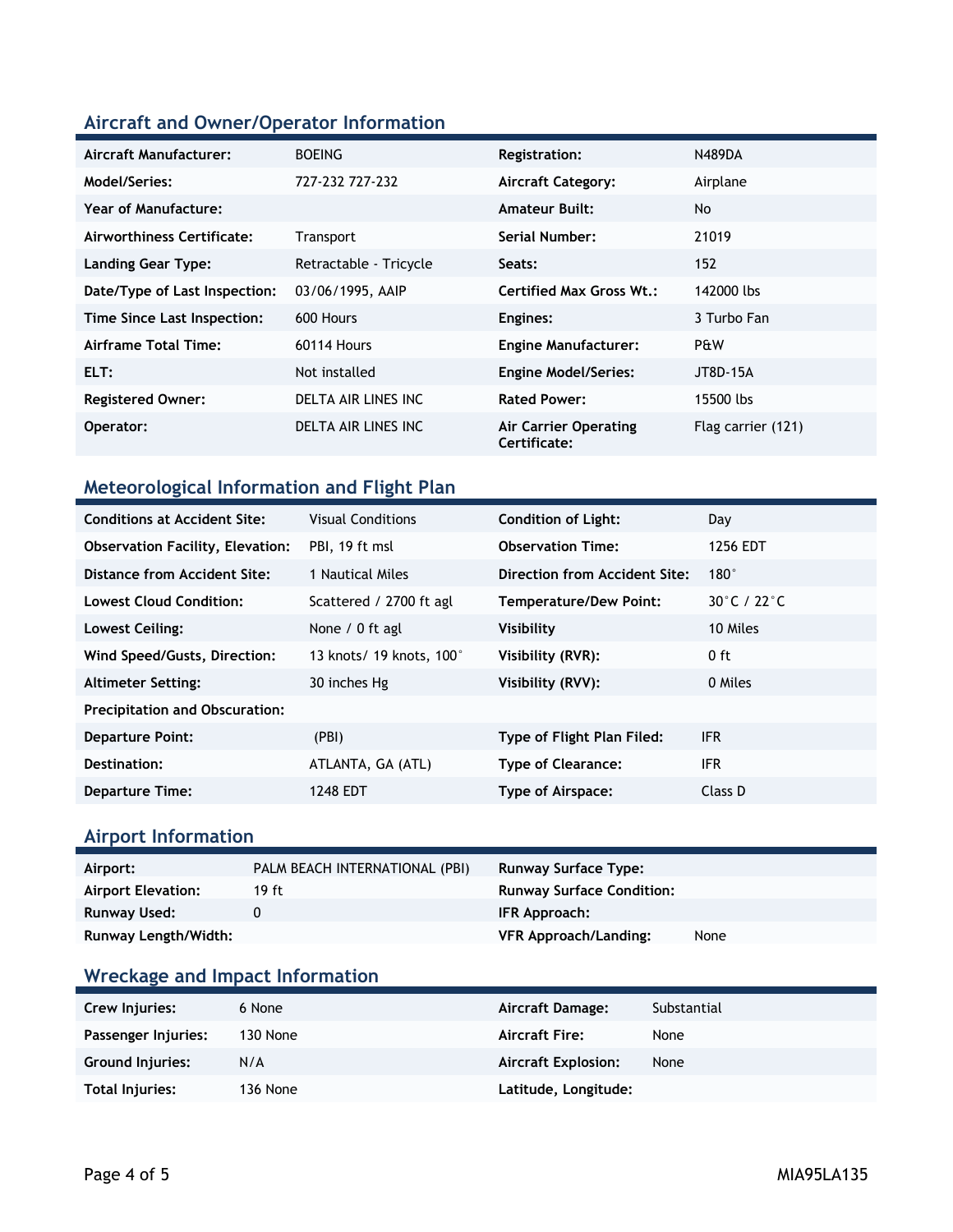## Aircraft and Owner/Operator Information

| | | | |
|---|---|---|---|
| **Aircraft Manufacturer:** | BOEING | **Registration:** | N489DA |
| **Model/Series:** | 727-232 727-232 | **Aircraft Category:** | Airplane |
| **Year of Manufacture:** | | **Amateur Built:** | No |
| **Airworthiness Certificate:** | Transport | **Serial Number:** | 21019 |
| **Landing Gear Type:** | Retractable - Tricycle | **Seats:** | 152 |
| **Date/Type of Last Inspection:** | 03/06/1995, AAIP | **Certified Max Gross Wt.:** | 142000 lbs |
| **Time Since Last Inspection:** | 600 Hours | **Engines:** | 3 Turbo Fan |
| **Airframe Total Time:** | 60114 Hours | **Engine Manufacturer:** | P&W |
| **ELT:** | Not installed | **Engine Model/Series:** | JT8D-15A |
| **Registered Owner:** | DELTA AIR LINES INC | **Rated Power:** | 15500 lbs |
| **Operator:** | DELTA AIR LINES INC | **Air Carrier Operating Certificate:** | Flag carrier (121) |

## Meteorological Information and Flight Plan

| | | | |
|---|---|---|---|
| **Conditions at Accident Site:** | Visual Conditions | **Condition of Light:** | Day |
| **Observation Facility, Elevation:** | PBI, 19 ft msl | **Observation Time:** | 1256 EDT |
| **Distance from Accident Site:** | 1 Nautical Miles | **Direction from Accident Site:** | 180° |
| **Lowest Cloud Condition:** | Scattered / 2700 ft agl | **Temperature/Dew Point:** | 30°C / 22°C |
| **Lowest Ceiling:** | None / 0 ft agl | **Visibility** | 10 Miles |
| **Wind Speed/Gusts, Direction:** | 13 knots/ 19 knots, 100° | **Visibility (RVR):** | 0 ft |
| **Altimeter Setting:** | 30 inches Hg | **Visibility (RVV):** | 0 Miles |
| **Precipitation and Obscuration:** | | | |
| **Departure Point:** | (PBI) | **Type of Flight Plan Filed:** | IFR |
| **Destination:** | ATLANTA, GA (ATL) | **Type of Clearance:** | IFR |
| **Departure Time:** | 1248 EDT | **Type of Airspace:** | Class D |

## Airport Information

| | | | |
|---|---|---|---|
| **Airport:** | PALM BEACH INTERNATIONAL (PBI) | **Runway Surface Type:** | |
| **Airport Elevation:** | 19 ft | **Runway Surface Condition:** | |
| **Runway Used:** | 0 | **IFR Approach:** | |
| **Runway Length/Width:** | | **VFR Approach/Landing:** | None |

## Wreckage and Impact Information

| | | | |
|---|---|---|---|
| **Crew Injuries:** | 6 None | **Aircraft Damage:** | Substantial |
| **Passenger Injuries:** | 130 None | **Aircraft Fire:** | None |
| **Ground Injuries:** | N/A | **Aircraft Explosion:** | None |
| **Total Injuries:** | 136 None | **Latitude, Longitude:** | |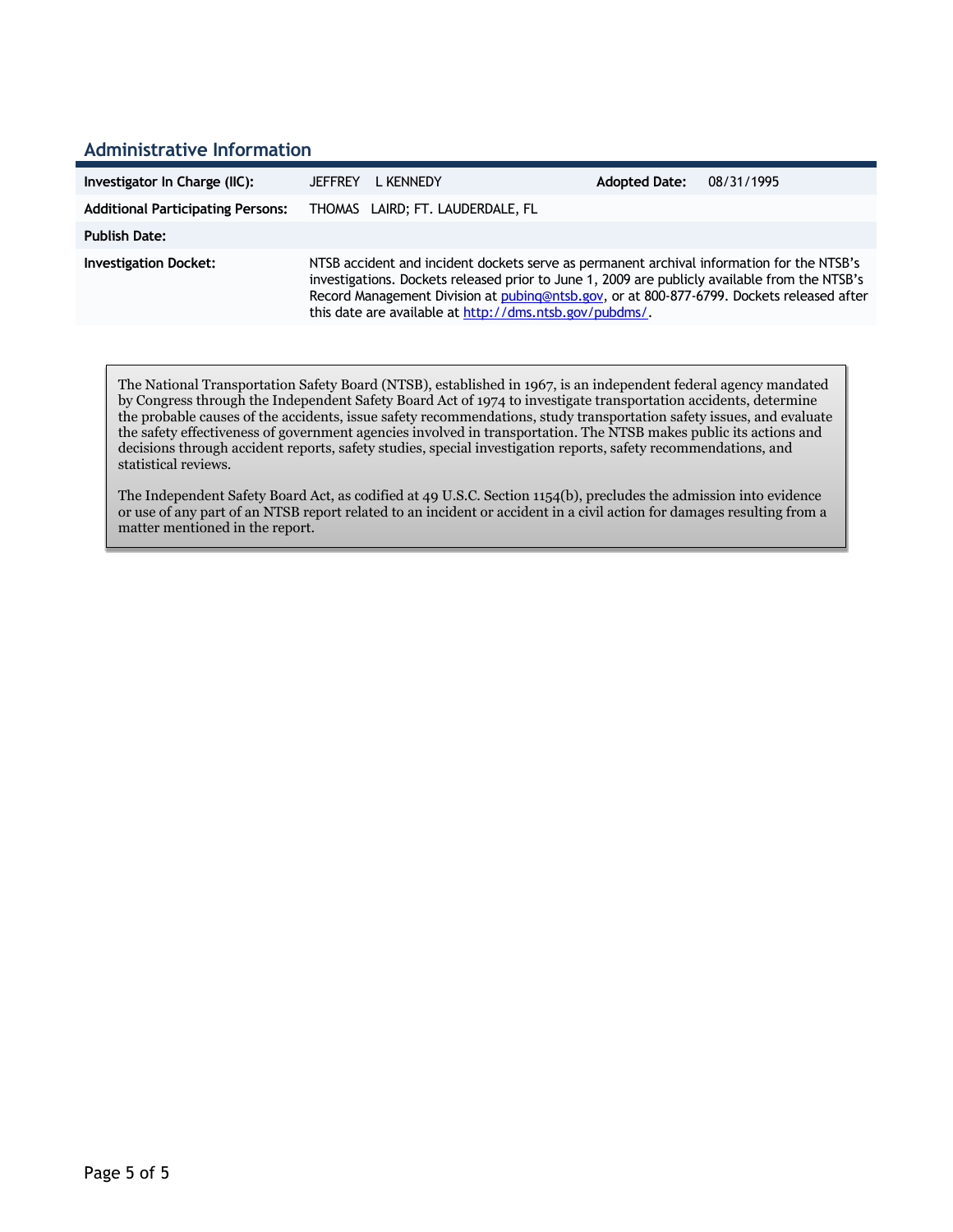## Administrative Information

| | | | |
|---|---|---|---|
| **Investigator In Charge (IIC):** | JEFFREY L KENNEDY | **Adopted Date:** | 08/31/1995 |
| **Additional Participating Persons:** | THOMAS LAIRD; FT. LAUDERDALE, FL | | |
| **Publish Date:** | | | |
| **Investigation Docket:** | NTSB accident and incident dockets serve as permanent archival information for the NTSB's investigations. Dockets released prior to June 1, 2009 are publicly available from the NTSB's Record Management Division at pubinq@ntsb.gov, or at 800-877-6799. Dockets released after this date are available at http://dms.ntsb.gov/pubdms/. | | |

The National Transportation Safety Board (NTSB), established in 1967, is an independent federal agency mandated by Congress through the Independent Safety Board Act of 1974 to investigate transportation accidents, determine the probable causes of the accidents, issue safety recommendations, study transportation safety issues, and evaluate the safety effectiveness of government agencies involved in transportation. The NTSB makes public its actions and decisions through accident reports, safety studies, special investigation reports, safety recommendations, and statistical reviews.

The Independent Safety Board Act, as codified at 49 U.S.C. Section 1154(b), precludes the admission into evidence or use of any part of an NTSB report related to an incident or accident in a civil action for damages resulting from a matter mentioned in the report.